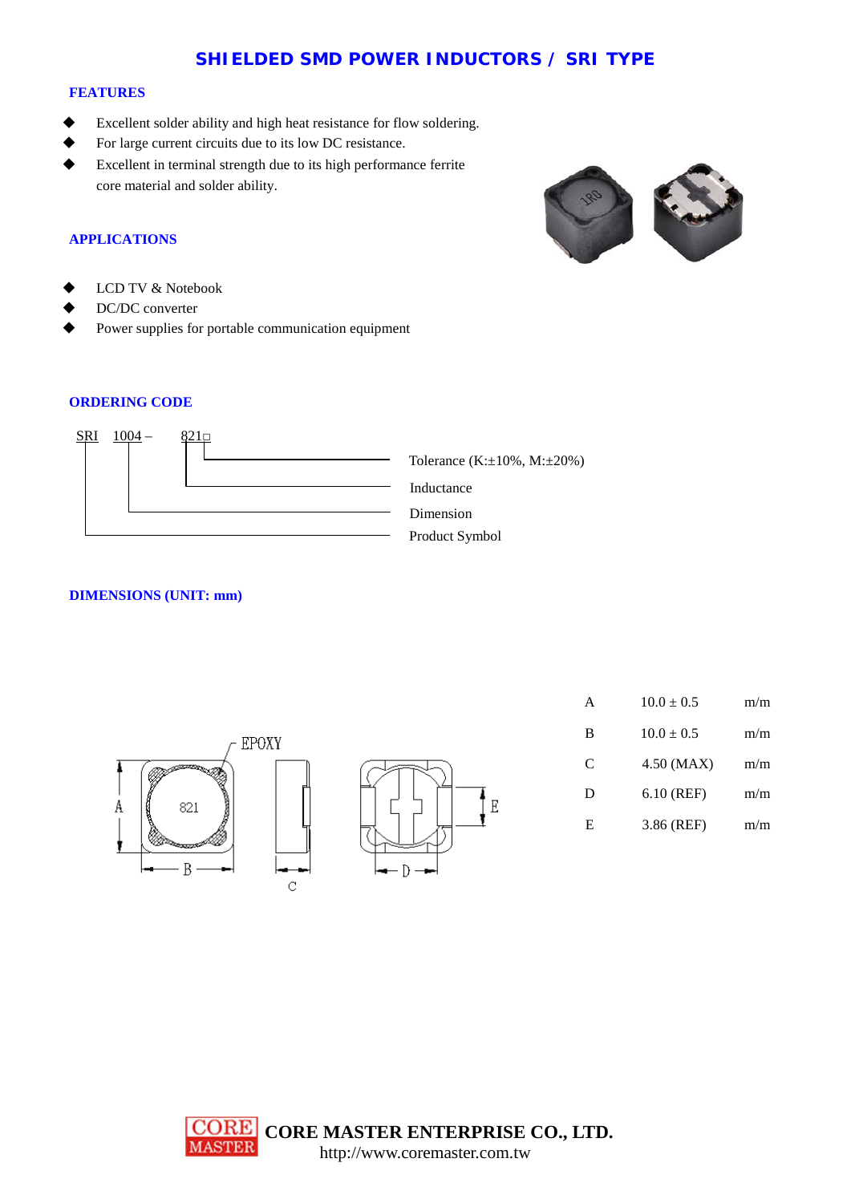# SHIELDED SMD POWER INDUCTORS / SRI TYPE

## FEATURES

- Excellent solder ability and high heat resistance for flow soldering.
- For large current circuits due to its low DC resistance.
- Excellent in terminal strength due to its high performance ferrite core material and solder ability.

## APPLICATIONS

- LCD TV & Notebook
- DC/DC converter
- Power supplies for portable communication equipment

## ORDERING CODE

SRI 1004 – 821□

- □: Tolerance (K:±10%, M:±20%)
- 821: Inductance
- 1004: Dimension
- SRI: Product Symbol

## DIMENSIONS (UNIT: mm)

EPOXY

821

A B C D E

| | | |
|---|---|---|
| A | 10.0 ± 0.5 | m/m |
| B | 10.0 ± 0.5 | m/m |
| C | 4.50 (MAX) | m/m |
| D | 6.10 (REF) | m/m |
| E | 3.86 (REF) | m/m |

CORE MASTER ENTERPRISE CO., LTD.
http://www.coremaster.com.tw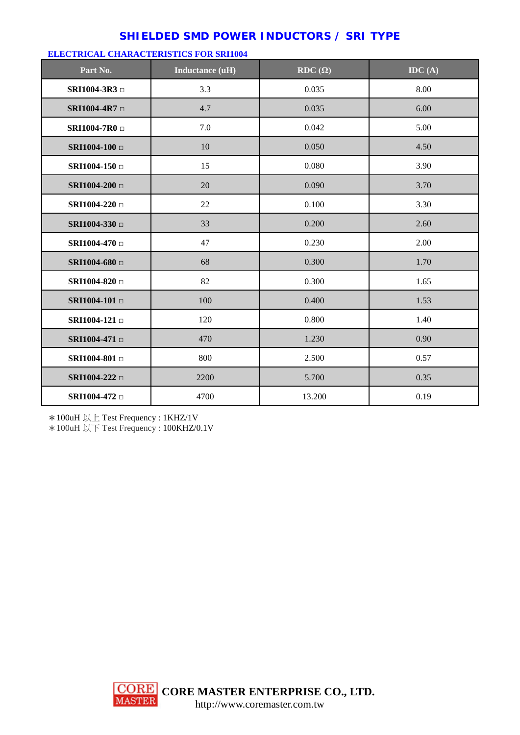## SHIELDED SMD POWER INDUCTORS / SRI TYPE

### ELECTRICAL CHARACTERISTICS FOR SRI1004

| Part No. | Inductance (uH) | RDC (Ω) | IDC (A) |
|---|---|---|---|
| **SRI1004-3R3 □** | 3.3 | 0.035 | 8.00 |
| **SRI1004-4R7 □** | 4.7 | 0.035 | 6.00 |
| **SRI1004-7R0 □** | 7.0 | 0.042 | 5.00 |
| **SRI1004-100 □** | 10 | 0.050 | 4.50 |
| **SRI1004-150 □** | 15 | 0.080 | 3.90 |
| **SRI1004-200 □** | 20 | 0.090 | 3.70 |
| **SRI1004-220 □** | 22 | 0.100 | 3.30 |
| **SRI1004-330 □** | 33 | 0.200 | 2.60 |
| **SRI1004-470 □** | 47 | 0.230 | 2.00 |
| **SRI1004-680 □** | 68 | 0.300 | 1.70 |
| **SRI1004-820 □** | 82 | 0.300 | 1.65 |
| **SRI1004-101 □** | 100 | 0.400 | 1.53 |
| **SRI1004-121 □** | 120 | 0.800 | 1.40 |
| **SRI1004-471 □** | 470 | 1.230 | 0.90 |
| **SRI1004-801 □** | 800 | 2.500 | 0.57 |
| **SRI1004-222 □** | 2200 | 5.700 | 0.35 |
| **SRI1004-472 □** | 4700 | 13.200 | 0.19 |

＊100uH 以上 Test Frequency : 1KHZ/1V
＊100uH 以下 Test Frequency : 100KHZ/0.1V

CORE MASTER

**CORE MASTER ENTERPRISE CO., LTD.**
http://www.coremaster.com.tw